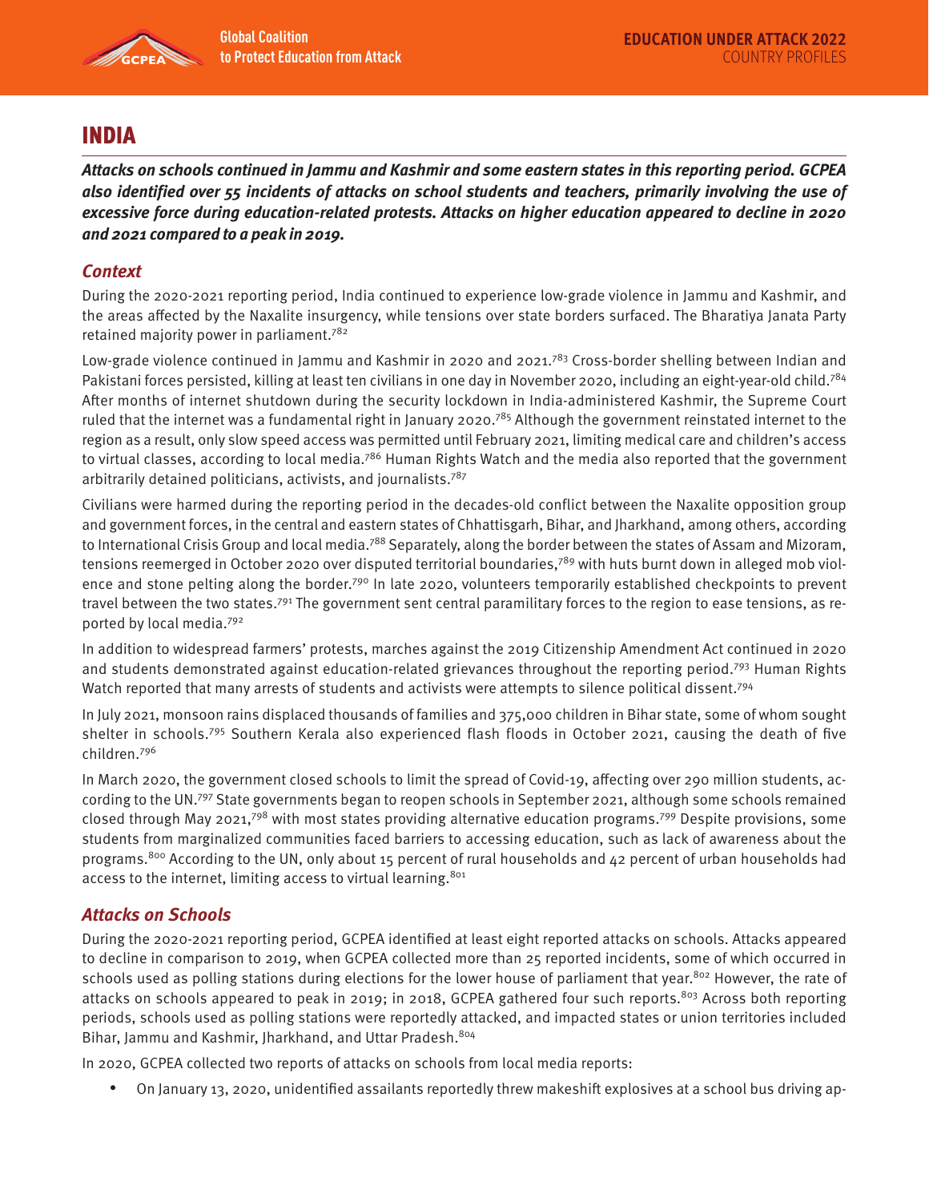# INDIA

***Attacks on schools continued in Jammu and Kashmir and some eastern states in this reporting period. GCPEA also identified over 55 incidents of attacks on school students and teachers, primarily involving the use of excessive force during education-related protests. Attacks on higher education appeared to decline in 2020 and 2021 compared to a peak in 2019.***

## *Context*

During the 2020-2021 reporting period, India continued to experience low-grade violence in Jammu and Kashmir, and the areas affected by the Naxalite insurgency, while tensions over state borders surfaced. The Bharatiya Janata Party retained majority power in parliament.[782]

Low-grade violence continued in Jammu and Kashmir in 2020 and 2021.[783] Cross-border shelling between Indian and Pakistani forces persisted, killing at least ten civilians in one day in November 2020, including an eight-year-old child.[784] After months of internet shutdown during the security lockdown in India-administered Kashmir, the Supreme Court ruled that the internet was a fundamental right in January 2020.[785] Although the government reinstated internet to the region as a result, only slow speed access was permitted until February 2021, limiting medical care and children's access to virtual classes, according to local media.[786] Human Rights Watch and the media also reported that the government arbitrarily detained politicians, activists, and journalists.[787]

Civilians were harmed during the reporting period in the decades-old conflict between the Naxalite opposition group and government forces, in the central and eastern states of Chhattisgarh, Bihar, and Jharkhand, among others, according to International Crisis Group and local media.[788] Separately, along the border between the states of Assam and Mizoram, tensions reemerged in October 2020 over disputed territorial boundaries,[789] with huts burnt down in alleged mob violence and stone pelting along the border.[790] In late 2020, volunteers temporarily established checkpoints to prevent travel between the two states.[791] The government sent central paramilitary forces to the region to ease tensions, as reported by local media.[792]

In addition to widespread farmers' protests, marches against the 2019 Citizenship Amendment Act continued in 2020 and students demonstrated against education-related grievances throughout the reporting period.[793] Human Rights Watch reported that many arrests of students and activists were attempts to silence political dissent.[794]

In July 2021, monsoon rains displaced thousands of families and 375,000 children in Bihar state, some of whom sought shelter in schools.[795] Southern Kerala also experienced flash floods in October 2021, causing the death of five children.[796]

In March 2020, the government closed schools to limit the spread of Covid-19, affecting over 290 million students, according to the UN.[797] State governments began to reopen schools in September 2021, although some schools remained closed through May 2021,[798] with most states providing alternative education programs.[799] Despite provisions, some students from marginalized communities faced barriers to accessing education, such as lack of awareness about the programs.[800] According to the UN, only about 15 percent of rural households and 42 percent of urban households had access to the internet, limiting access to virtual learning.[801]

## *Attacks on Schools*

During the 2020-2021 reporting period, GCPEA identified at least eight reported attacks on schools. Attacks appeared to decline in comparison to 2019, when GCPEA collected more than 25 reported incidents, some of which occurred in schools used as polling stations during elections for the lower house of parliament that year.[802] However, the rate of attacks on schools appeared to peak in 2019; in 2018, GCPEA gathered four such reports.[803] Across both reporting periods, schools used as polling stations were reportedly attacked, and impacted states or union territories included Bihar, Jammu and Kashmir, Jharkhand, and Uttar Pradesh.[804]

In 2020, GCPEA collected two reports of attacks on schools from local media reports:

- On January 13, 2020, unidentified assailants reportedly threw makeshift explosives at a school bus driving ap-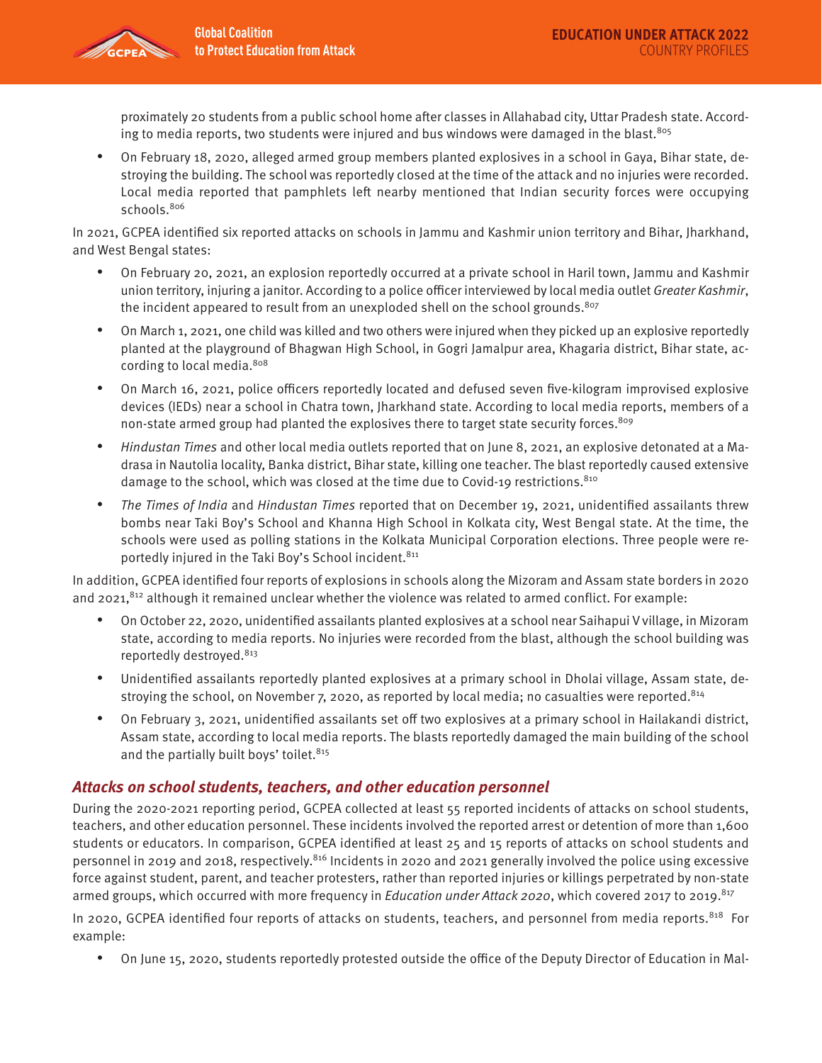proximately 20 students from a public school home after classes in Allahabad city, Uttar Pradesh state. According to media reports, two students were injured and bus windows were damaged in the blast.[805]

- On February 18, 2020, alleged armed group members planted explosives in a school in Gaya, Bihar state, destroying the building. The school was reportedly closed at the time of the attack and no injuries were recorded. Local media reported that pamphlets left nearby mentioned that Indian security forces were occupying schools.[806]

In 2021, GCPEA identified six reported attacks on schools in Jammu and Kashmir union territory and Bihar, Jharkhand, and West Bengal states:

- On February 20, 2021, an explosion reportedly occurred at a private school in Haril town, Jammu and Kashmir union territory, injuring a janitor. According to a police officer interviewed by local media outlet *Greater Kashmir*, the incident appeared to result from an unexploded shell on the school grounds.[807]
- On March 1, 2021, one child was killed and two others were injured when they picked up an explosive reportedly planted at the playground of Bhagwan High School, in Gogri Jamalpur area, Khagaria district, Bihar state, according to local media.[808]
- On March 16, 2021, police officers reportedly located and defused seven five-kilogram improvised explosive devices (IEDs) near a school in Chatra town, Jharkhand state. According to local media reports, members of a non-state armed group had planted the explosives there to target state security forces.[809]
- *Hindustan Times* and other local media outlets reported that on June 8, 2021, an explosive detonated at a Madrasa in Nautolia locality, Banka district, Bihar state, killing one teacher. The blast reportedly caused extensive damage to the school, which was closed at the time due to Covid-19 restrictions.[810]
- *The Times of India* and *Hindustan Times* reported that on December 19, 2021, unidentified assailants threw bombs near Taki Boy's School and Khanna High School in Kolkata city, West Bengal state. At the time, the schools were used as polling stations in the Kolkata Municipal Corporation elections. Three people were reportedly injured in the Taki Boy's School incident.[811]

In addition, GCPEA identified four reports of explosions in schools along the Mizoram and Assam state borders in 2020 and 2021,[812] although it remained unclear whether the violence was related to armed conflict. For example:

- On October 22, 2020, unidentified assailants planted explosives at a school near Saihapui V village, in Mizoram state, according to media reports. No injuries were recorded from the blast, although the school building was reportedly destroyed.[813]
- Unidentified assailants reportedly planted explosives at a primary school in Dholai village, Assam state, destroying the school, on November 7, 2020, as reported by local media; no casualties were reported.[814]
- On February 3, 2021, unidentified assailants set off two explosives at a primary school in Hailakandi district, Assam state, according to local media reports. The blasts reportedly damaged the main building of the school and the partially built boys' toilet.[815]

### *Attacks on school students, teachers, and other education personnel*

During the 2020-2021 reporting period, GCPEA collected at least 55 reported incidents of attacks on school students, teachers, and other education personnel. These incidents involved the reported arrest or detention of more than 1,600 students or educators. In comparison, GCPEA identified at least 25 and 15 reports of attacks on school students and personnel in 2019 and 2018, respectively.[816] Incidents in 2020 and 2021 generally involved the police using excessive force against student, parent, and teacher protesters, rather than reported injuries or killings perpetrated by non-state armed groups, which occurred with more frequency in *Education under Attack 2020*, which covered 2017 to 2019.[817]

In 2020, GCPEA identified four reports of attacks on students, teachers, and personnel from media reports.[818] For example:

- On June 15, 2020, students reportedly protested outside the office of the Deputy Director of Education in Mal-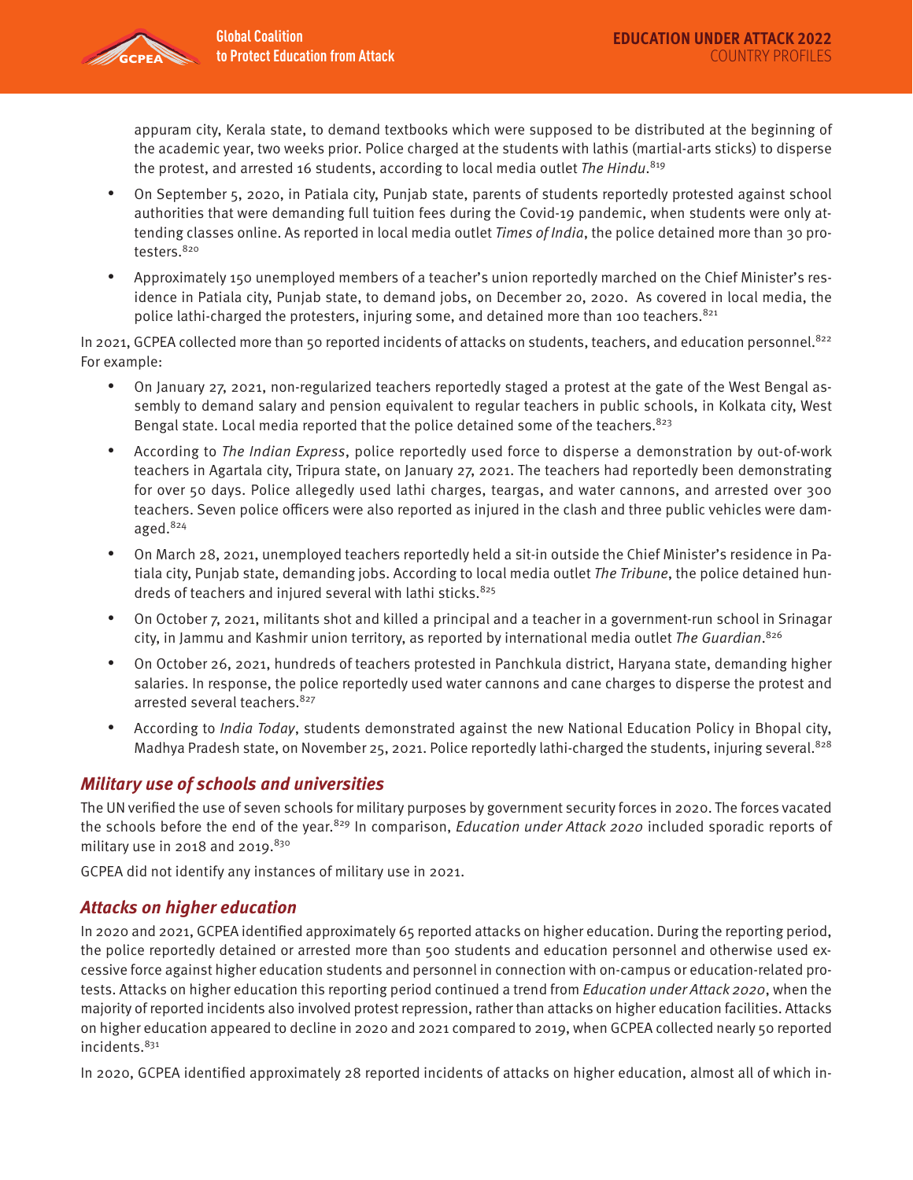appuram city, Kerala state, to demand textbooks which were supposed to be distributed at the beginning of the academic year, two weeks prior. Police charged at the students with lathis (martial-arts sticks) to disperse the protest, and arrested 16 students, according to local media outlet *The Hindu*.[819]

- On September 5, 2020, in Patiala city, Punjab state, parents of students reportedly protested against school authorities that were demanding full tuition fees during the Covid-19 pandemic, when students were only attending classes online. As reported in local media outlet *Times of India*, the police detained more than 30 protesters.[820]
- Approximately 150 unemployed members of a teacher's union reportedly marched on the Chief Minister's residence in Patiala city, Punjab state, to demand jobs, on December 20, 2020. As covered in local media, the police lathi-charged the protesters, injuring some, and detained more than 100 teachers.[821]

In 2021, GCPEA collected more than 50 reported incidents of attacks on students, teachers, and education personnel.[822] For example:

- On January 27, 2021, non-regularized teachers reportedly staged a protest at the gate of the West Bengal assembly to demand salary and pension equivalent to regular teachers in public schools, in Kolkata city, West Bengal state. Local media reported that the police detained some of the teachers.[823]
- According to *The Indian Express*, police reportedly used force to disperse a demonstration by out-of-work teachers in Agartala city, Tripura state, on January 27, 2021. The teachers had reportedly been demonstrating for over 50 days. Police allegedly used lathi charges, teargas, and water cannons, and arrested over 300 teachers. Seven police officers were also reported as injured in the clash and three public vehicles were damaged.[824]
- On March 28, 2021, unemployed teachers reportedly held a sit-in outside the Chief Minister's residence in Patiala city, Punjab state, demanding jobs. According to local media outlet *The Tribune*, the police detained hundreds of teachers and injured several with lathi sticks.[825]
- On October 7, 2021, militants shot and killed a principal and a teacher in a government-run school in Srinagar city, in Jammu and Kashmir union territory, as reported by international media outlet *The Guardian*.[826]
- On October 26, 2021, hundreds of teachers protested in Panchkula district, Haryana state, demanding higher salaries. In response, the police reportedly used water cannons and cane charges to disperse the protest and arrested several teachers.[827]
- According to *India Today*, students demonstrated against the new National Education Policy in Bhopal city, Madhya Pradesh state, on November 25, 2021. Police reportedly lathi-charged the students, injuring several.[828]

### *Military use of schools and universities*

The UN verified the use of seven schools for military purposes by government security forces in 2020. The forces vacated the schools before the end of the year.[829] In comparison, *Education under Attack 2020* included sporadic reports of military use in 2018 and 2019.[830]

GCPEA did not identify any instances of military use in 2021.

### *Attacks on higher education*

In 2020 and 2021, GCPEA identified approximately 65 reported attacks on higher education. During the reporting period, the police reportedly detained or arrested more than 500 students and education personnel and otherwise used excessive force against higher education students and personnel in connection with on-campus or education-related protests. Attacks on higher education this reporting period continued a trend from *Education under Attack 2020*, when the majority of reported incidents also involved protest repression, rather than attacks on higher education facilities. Attacks on higher education appeared to decline in 2020 and 2021 compared to 2019, when GCPEA collected nearly 50 reported incidents.[831]

In 2020, GCPEA identified approximately 28 reported incidents of attacks on higher education, almost all of which in-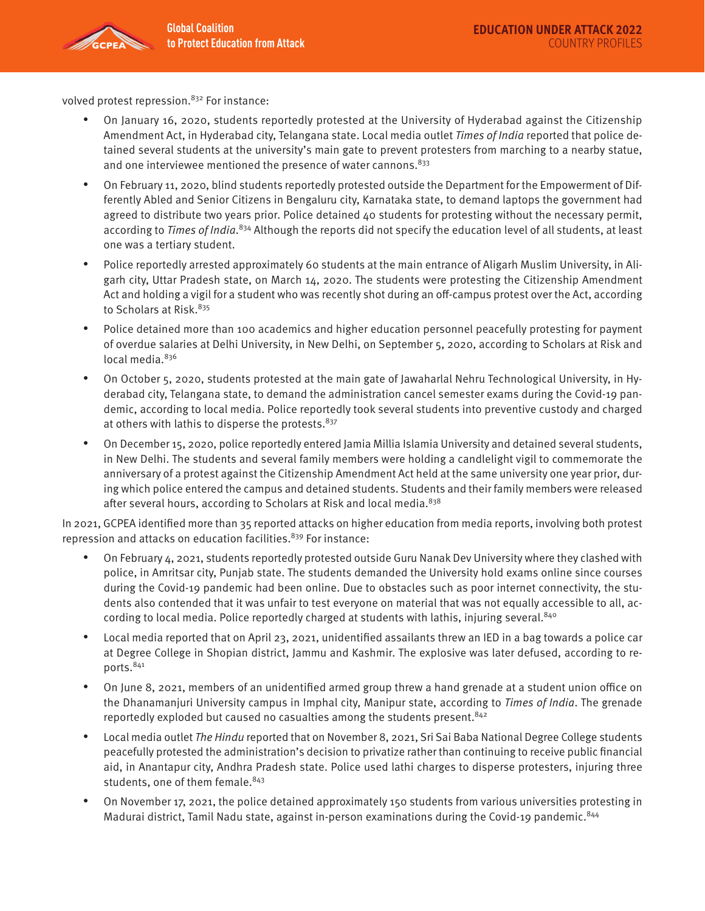volved protest repression.[832] For instance:

- On January 16, 2020, students reportedly protested at the University of Hyderabad against the Citizenship Amendment Act, in Hyderabad city, Telangana state. Local media outlet *Times of India* reported that police detained several students at the university's main gate to prevent protesters from marching to a nearby statue, and one interviewee mentioned the presence of water cannons.[833]
- On February 11, 2020, blind students reportedly protested outside the Department for the Empowerment of Differently Abled and Senior Citizens in Bengaluru city, Karnataka state, to demand laptops the government had agreed to distribute two years prior. Police detained 40 students for protesting without the necessary permit, according to *Times of India*.[834] Although the reports did not specify the education level of all students, at least one was a tertiary student.
- Police reportedly arrested approximately 60 students at the main entrance of Aligarh Muslim University, in Aligarh city, Uttar Pradesh state, on March 14, 2020. The students were protesting the Citizenship Amendment Act and holding a vigil for a student who was recently shot during an off-campus protest over the Act, according to Scholars at Risk.[835]
- Police detained more than 100 academics and higher education personnel peacefully protesting for payment of overdue salaries at Delhi University, in New Delhi, on September 5, 2020, according to Scholars at Risk and local media.[836]
- On October 5, 2020, students protested at the main gate of Jawaharlal Nehru Technological University, in Hyderabad city, Telangana state, to demand the administration cancel semester exams during the Covid-19 pandemic, according to local media. Police reportedly took several students into preventive custody and charged at others with lathis to disperse the protests.[837]
- On December 15, 2020, police reportedly entered Jamia Millia Islamia University and detained several students, in New Delhi. The students and several family members were holding a candlelight vigil to commemorate the anniversary of a protest against the Citizenship Amendment Act held at the same university one year prior, during which police entered the campus and detained students. Students and their family members were released after several hours, according to Scholars at Risk and local media.[838]

In 2021, GCPEA identified more than 35 reported attacks on higher education from media reports, involving both protest repression and attacks on education facilities.[839] For instance:

- On February 4, 2021, students reportedly protested outside Guru Nanak Dev University where they clashed with police, in Amritsar city, Punjab state. The students demanded the University hold exams online since courses during the Covid-19 pandemic had been online. Due to obstacles such as poor internet connectivity, the students also contended that it was unfair to test everyone on material that was not equally accessible to all, according to local media. Police reportedly charged at students with lathis, injuring several.[840]
- Local media reported that on April 23, 2021, unidentified assailants threw an IED in a bag towards a police car at Degree College in Shopian district, Jammu and Kashmir. The explosive was later defused, according to reports.[841]
- On June 8, 2021, members of an unidentified armed group threw a hand grenade at a student union office on the Dhanamanjuri University campus in Imphal city, Manipur state, according to *Times of India*. The grenade reportedly exploded but caused no casualties among the students present.[842]
- Local media outlet *The Hindu* reported that on November 8, 2021, Sri Sai Baba National Degree College students peacefully protested the administration's decision to privatize rather than continuing to receive public financial aid, in Anantapur city, Andhra Pradesh state. Police used lathi charges to disperse protesters, injuring three students, one of them female.[843]
- On November 17, 2021, the police detained approximately 150 students from various universities protesting in Madurai district, Tamil Nadu state, against in-person examinations during the Covid-19 pandemic.[844]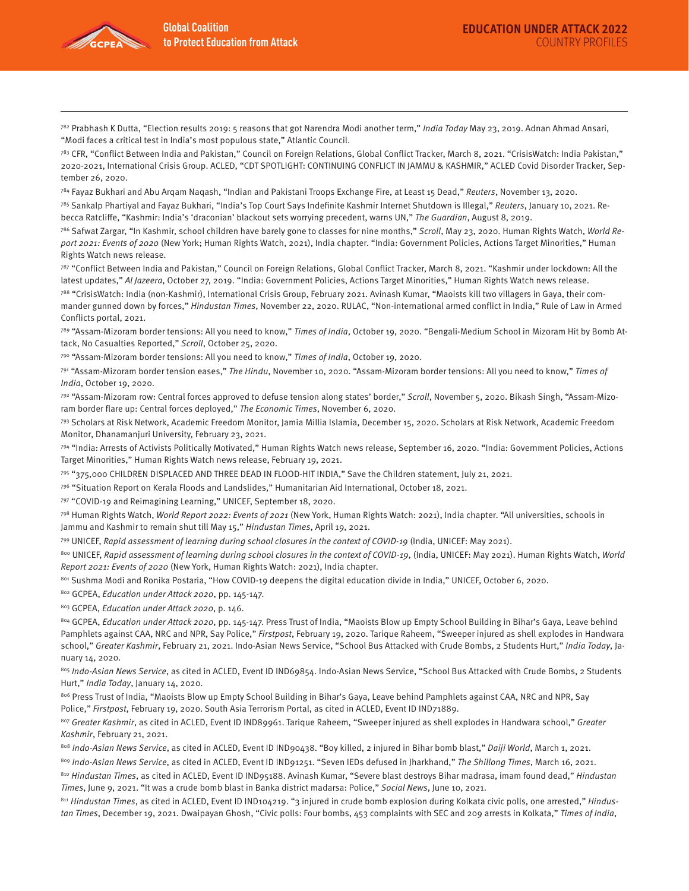[782] Prabhash K Dutta, "Election results 2019: 5 reasons that got Narendra Modi another term," *India Today* May 23, 2019. Adnan Ahmad Ansari, "Modi faces a critical test in India's most populous state," Atlantic Council.

[783] CFR, "Conflict Between India and Pakistan," Council on Foreign Relations, Global Conflict Tracker, March 8, 2021. "CrisisWatch: India Pakistan," 2020-2021, International Crisis Group. ACLED, "CDT SPOTLIGHT: CONTINUING CONFLICT IN JAMMU & KASHMIR," ACLED Covid Disorder Tracker, September 26, 2020.

[784] Fayaz Bukhari and Abu Arqam Naqash, "Indian and Pakistani Troops Exchange Fire, at Least 15 Dead," *Reuters*, November 13, 2020.

[785] Sankalp Phartiyal and Fayaz Bukhari, "India's Top Court Says Indefinite Kashmir Internet Shutdown is Illegal," *Reuters*, January 10, 2021. Rebecca Ratcliffe, "Kashmir: India's 'draconian' blackout sets worrying precedent, warns UN," *The Guardian*, August 8, 2019.

[786] Safwat Zargar, "In Kashmir, school children have barely gone to classes for nine months," *Scroll*, May 23, 2020. Human Rights Watch, *World Report 2021: Events of 2020* (New York; Human Rights Watch, 2021), India chapter. "India: Government Policies, Actions Target Minorities," Human Rights Watch news release.

[787] "Conflict Between India and Pakistan," Council on Foreign Relations, Global Conflict Tracker, March 8, 2021. "Kashmir under lockdown: All the latest updates," *Al Jazeera*, October 27, 2019. "India: Government Policies, Actions Target Minorities," Human Rights Watch news release.

[788] "CrisisWatch: India (non-Kashmir), International Crisis Group, February 2021. Avinash Kumar, "Maoists kill two villagers in Gaya, their commander gunned down by forces," *Hindustan Times*, November 22, 2020. RULAC, "Non-international armed conflict in India," Rule of Law in Armed Conflicts portal, 2021.

[789] "Assam-Mizoram border tensions: All you need to know," *Times of India*, October 19, 2020. "Bengali-Medium School in Mizoram Hit by Bomb Attack, No Casualties Reported," *Scroll*, October 25, 2020.

[790] "Assam-Mizoram border tensions: All you need to know," *Times of India*, October 19, 2020.

[791] "Assam-Mizoram border tension eases," *The Hindu*, November 10, 2020. "Assam-Mizoram border tensions: All you need to know," *Times of India*, October 19, 2020.

[792] "Assam-Mizoram row: Central forces approved to defuse tension along states' border," *Scroll*, November 5, 2020. Bikash Singh, "Assam-Mizoram border flare up: Central forces deployed," *The Economic Times*, November 6, 2020.

[793] Scholars at Risk Network, Academic Freedom Monitor, Jamia Millia Islamia, December 15, 2020. Scholars at Risk Network, Academic Freedom Monitor, Dhanamanjuri University, February 23, 2021.

[794] "India: Arrests of Activists Politically Motivated," Human Rights Watch news release, September 16, 2020. "India: Government Policies, Actions Target Minorities," Human Rights Watch news release, February 19, 2021.

[795] "375,000 CHILDREN DISPLACED AND THREE DEAD IN FLOOD-HIT INDIA," Save the Children statement, July 21, 2021.

[796] "Situation Report on Kerala Floods and Landslides," Humanitarian Aid International, October 18, 2021.

[797] "COVID-19 and Reimagining Learning," UNICEF, September 18, 2020.

[798] Human Rights Watch, *World Report 2022: Events of 2021* (New York, Human Rights Watch: 2021), India chapter. "All universities, schools in Jammu and Kashmir to remain shut till May 15," *Hindustan Times*, April 19, 2021.

[799] UNICEF, *Rapid assessment of learning during school closures in the context of COVID-19* (India, UNICEF: May 2021).

[800] UNICEF, *Rapid assessment of learning during school closures in the context of COVID-19*, (India, UNICEF: May 2021). Human Rights Watch, *World Report 2021: Events of 2020* (New York, Human Rights Watch: 2021), India chapter.

[801] Sushma Modi and Ronika Postaria, "How COVID-19 deepens the digital education divide in India," UNICEF, October 6, 2020.

[802] GCPEA, *Education under Attack 2020*, pp. 145-147.

[803] GCPEA, *Education under Attack 2020*, p. 146.

[804] GCPEA, *Education under Attack 2020*, pp. 145-147. Press Trust of India, "Maoists Blow up Empty School Building in Bihar's Gaya, Leave behind Pamphlets against CAA, NRC and NPR, Say Police," *Firstpost*, February 19, 2020. Tarique Raheem, "Sweeper injured as shell explodes in Handwara school," *Greater Kashmir*, February 21, 2021. Indo-Asian News Service, "School Bus Attacked with Crude Bombs, 2 Students Hurt," *India Today*, January 14, 2020.

[805] *Indo-Asian News Service*, as cited in ACLED, Event ID IND69854. Indo-Asian News Service, "School Bus Attacked with Crude Bombs, 2 Students Hurt," *India Today*, January 14, 2020.

[806] Press Trust of India, "Maoists Blow up Empty School Building in Bihar's Gaya, Leave behind Pamphlets against CAA, NRC and NPR, Say Police," *Firstpost*, February 19, 2020. South Asia Terrorism Portal, as cited in ACLED, Event ID IND71889.

[807] *Greater Kashmir*, as cited in ACLED, Event ID IND89961. Tarique Raheem, "Sweeper injured as shell explodes in Handwara school," *Greater Kashmir*, February 21, 2021.

[808] *Indo-Asian News Service*, as cited in ACLED, Event ID IND90438. "Boy killed, 2 injured in Bihar bomb blast," *Daiji World*, March 1, 2021.

[809] *Indo-Asian News Service*, as cited in ACLED, Event ID IND91251. "Seven IEDs defused in Jharkhand," *The Shillong Times*, March 16, 2021.

[810] *Hindustan Times*, as cited in ACLED, Event ID IND95188. Avinash Kumar, "Severe blast destroys Bihar madrasa, imam found dead," *Hindustan Times*, June 9, 2021. "It was a crude bomb blast in Banka district madarsa: Police," *Social News*, June 10, 2021.

[811] *Hindustan Times*, as cited in ACLED, Event ID IND104219. "3 injured in crude bomb explosion during Kolkata civic polls, one arrested," *Hindustan Times*, December 19, 2021. Dwaipayan Ghosh, "Civic polls: Four bombs, 453 complaints with SEC and 209 arrests in Kolkata," *Times of India*,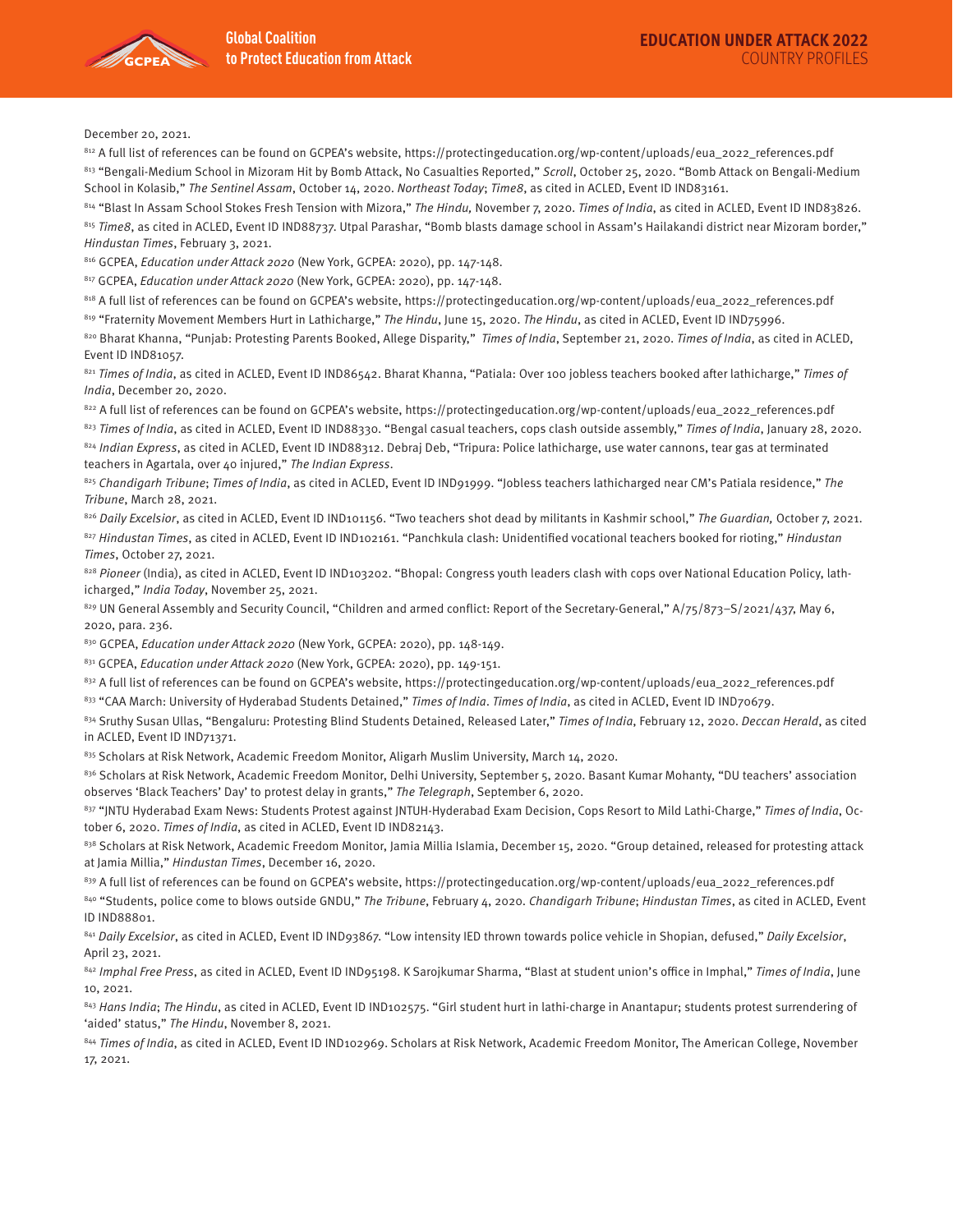December 20, 2021.

[812] A full list of references can be found on GCPEA's website, https://protectingeducation.org/wp-content/uploads/eua_2022_references.pdf

[813] "Bengali-Medium School in Mizoram Hit by Bomb Attack, No Casualties Reported," *Scroll*, October 25, 2020. "Bomb Attack on Bengali-Medium School in Kolasib," *The Sentinel Assam*, October 14, 2020. *Northeast Today*; *Time8*, as cited in ACLED, Event ID IND83161.

[814] "Blast In Assam School Stokes Fresh Tension with Mizora," *The Hindu,* November 7, 2020. *Times of India*, as cited in ACLED, Event ID IND83826.

[815] *Time8*, as cited in ACLED, Event ID IND88737. Utpal Parashar, "Bomb blasts damage school in Assam's Hailakandi district near Mizoram border," *Hindustan Times*, February 3, 2021.

[816] GCPEA, *Education under Attack 2020* (New York, GCPEA: 2020), pp. 147-148.

[817] GCPEA, *Education under Attack 2020* (New York, GCPEA: 2020), pp. 147-148.

[818] A full list of references can be found on GCPEA's website, https://protectingeducation.org/wp-content/uploads/eua_2022_references.pdf

[819] "Fraternity Movement Members Hurt in Lathicharge," *The Hindu*, June 15, 2020. *The Hindu*, as cited in ACLED, Event ID IND75996.

[820] Bharat Khanna, "Punjab: Protesting Parents Booked, Allege Disparity," *Times of India*, September 21, 2020. *Times of India*, as cited in ACLED, Event ID IND81057.

[821] *Times of India*, as cited in ACLED, Event ID IND86542. Bharat Khanna, "Patiala: Over 100 jobless teachers booked after lathicharge," *Times of India*, December 20, 2020.

[822] A full list of references can be found on GCPEA's website, https://protectingeducation.org/wp-content/uploads/eua_2022_references.pdf

[823] *Times of India*, as cited in ACLED, Event ID IND88330. "Bengal casual teachers, cops clash outside assembly," *Times of India*, January 28, 2020.

[824] *Indian Express*, as cited in ACLED, Event ID IND88312. Debraj Deb, "Tripura: Police lathicharge, use water cannons, tear gas at terminated teachers in Agartala, over 40 injured," *The Indian Express*.

[825] *Chandigarh Tribune*; *Times of India*, as cited in ACLED, Event ID IND91999. "Jobless teachers lathicharged near CM's Patiala residence," *The Tribune*, March 28, 2021.

[826] *Daily Excelsior*, as cited in ACLED, Event ID IND101156. "Two teachers shot dead by militants in Kashmir school," *The Guardian,* October 7, 2021.

[827] *Hindustan Times*, as cited in ACLED, Event ID IND102161. "Panchkula clash: Unidentified vocational teachers booked for rioting," *Hindustan Times*, October 27, 2021.

[828] *Pioneer* (India), as cited in ACLED, Event ID IND103202. "Bhopal: Congress youth leaders clash with cops over National Education Policy, lathicharged," *India Today*, November 25, 2021.

[829] UN General Assembly and Security Council, "Children and armed conflict: Report of the Secretary-General," A/75/873–S/2021/437, May 6, 2020, para. 236.

[830] GCPEA, *Education under Attack 2020* (New York, GCPEA: 2020), pp. 148-149.

[831] GCPEA, *Education under Attack 2020* (New York, GCPEA: 2020), pp. 149-151.

[832] A full list of references can be found on GCPEA's website, https://protectingeducation.org/wp-content/uploads/eua_2022_references.pdf

[833] "CAA March: University of Hyderabad Students Detained," *Times of India*. *Times of India*, as cited in ACLED, Event ID IND70679.

[834] Sruthy Susan Ullas, "Bengaluru: Protesting Blind Students Detained, Released Later," *Times of India*, February 12, 2020. *Deccan Herald*, as cited in ACLED, Event ID IND71371.

[835] Scholars at Risk Network, Academic Freedom Monitor, Aligarh Muslim University, March 14, 2020.

[836] Scholars at Risk Network, Academic Freedom Monitor, Delhi University, September 5, 2020. Basant Kumar Mohanty, "DU teachers' association observes 'Black Teachers' Day' to protest delay in grants," *The Telegraph*, September 6, 2020.

[837] "JNTU Hyderabad Exam News: Students Protest against JNTUH-Hyderabad Exam Decision, Cops Resort to Mild Lathi-Charge," *Times of India*, October 6, 2020. *Times of India*, as cited in ACLED, Event ID IND82143.

[838] Scholars at Risk Network, Academic Freedom Monitor, Jamia Millia Islamia, December 15, 2020. "Group detained, released for protesting attack at Jamia Millia," *Hindustan Times*, December 16, 2020.

[839] A full list of references can be found on GCPEA's website, https://protectingeducation.org/wp-content/uploads/eua_2022_references.pdf

[840] "Students, police come to blows outside GNDU," *The Tribune*, February 4, 2020. *Chandigarh Tribune*; *Hindustan Times*, as cited in ACLED, Event ID IND88801.

[841] *Daily Excelsior*, as cited in ACLED, Event ID IND93867. "Low intensity IED thrown towards police vehicle in Shopian, defused," *Daily Excelsior*, April 23, 2021.

[842] *Imphal Free Press*, as cited in ACLED, Event ID IND95198. K Sarojkumar Sharma, "Blast at student union's office in Imphal," *Times of India*, June 10, 2021.

[843] *Hans India*; *The Hindu*, as cited in ACLED, Event ID IND102575. "Girl student hurt in lathi-charge in Anantapur; students protest surrendering of 'aided' status," *The Hindu*, November 8, 2021.

[844] *Times of India*, as cited in ACLED, Event ID IND102969. Scholars at Risk Network, Academic Freedom Monitor, The American College, November 17, 2021.